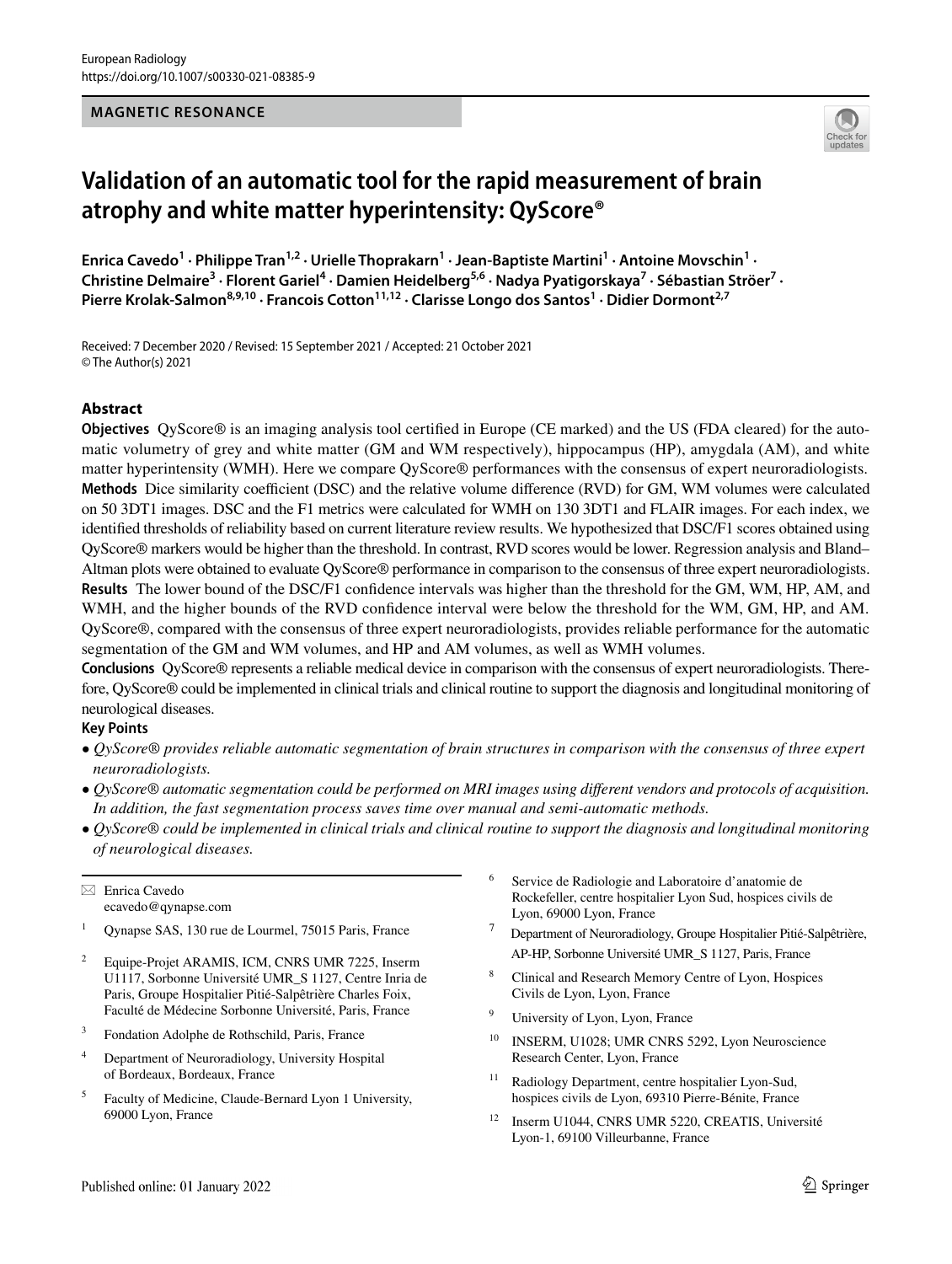European Radiology
https://doi.org/10.1007/s00330-021-08385-9

**MAGNETIC RESONANCE**

# Validation of an automatic tool for the rapid measurement of brain atrophy and white matter hyperintensity: QyScore®

**Enrica Cavedo[1] · Philippe Tran[1,2] · Urielle Thoprakarn[1] · Jean-Baptiste Martini[1] · Antoine Movschin[1] · Christine Delmaire[3] · Florent Gariel[4] · Damien Heidelberg[5,6] · Nadya Pyatigorskaya[7] · Sébastian Ströer[7] · Pierre Krolak-Salmon[8,9,10] · Francois Cotton[11,12] · Clarisse Longo dos Santos[1] · Didier Dormont[2,7]**

Received: 7 December 2020 / Revised: 15 September 2021 / Accepted: 21 October 2021
© The Author(s) 2021

## Abstract

**Objectives** QyScore® is an imaging analysis tool certified in Europe (CE marked) and the US (FDA cleared) for the automatic volumetry of grey and white matter (GM and WM respectively), hippocampus (HP), amygdala (AM), and white matter hyperintensity (WMH). Here we compare QyScore® performances with the consensus of expert neuroradiologists.

**Methods** Dice similarity coefficient (DSC) and the relative volume difference (RVD) for GM, WM volumes were calculated on 50 3DT1 images. DSC and the F1 metrics were calculated for WMH on 130 3DT1 and FLAIR images. For each index, we identified thresholds of reliability based on current literature review results. We hypothesized that DSC/F1 scores obtained using QyScore® markers would be higher than the threshold. In contrast, RVD scores would be lower. Regression analysis and Bland–Altman plots were obtained to evaluate QyScore® performance in comparison to the consensus of three expert neuroradiologists.

**Results** The lower bound of the DSC/F1 confidence intervals was higher than the threshold for the GM, WM, HP, AM, and WMH, and the higher bounds of the RVD confidence interval were below the threshold for the WM, GM, HP, and AM. QyScore®, compared with the consensus of three expert neuroradiologists, provides reliable performance for the automatic segmentation of the GM and WM volumes, and HP and AM volumes, as well as WMH volumes.

**Conclusions** QyScore® represents a reliable medical device in comparison with the consensus of expert neuroradiologists. Therefore, QyScore® could be implemented in clinical trials and clinical routine to support the diagnosis and longitudinal monitoring of neurological diseases.

**Key Points**

- *QyScore® provides reliable automatic segmentation of brain structures in comparison with the consensus of three expert neuroradiologists.*
- *QyScore® automatic segmentation could be performed on MRI images using different vendors and protocols of acquisition. In addition, the fast segmentation process saves time over manual and semi-automatic methods.*
- *QyScore® could be implemented in clinical trials and clinical routine to support the diagnosis and longitudinal monitoring of neurological diseases.*

---

✉ Enrica Cavedo
ecavedo@qynapse.com

[1] Qynapse SAS, 130 rue de Lourmel, 75015 Paris, France

[2] Equipe-Projet ARAMIS, ICM, CNRS UMR 7225, Inserm U1117, Sorbonne Université UMR_S 1127, Centre Inria de Paris, Groupe Hospitalier Pitié-Salpêtrière Charles Foix, Faculté de Médecine Sorbonne Université, Paris, France

[3] Fondation Adolphe de Rothschild, Paris, France

[4] Department of Neuroradiology, University Hospital of Bordeaux, Bordeaux, France

[5] Faculty of Medicine, Claude-Bernard Lyon 1 University, 69000 Lyon, France

[6] Service de Radiologie and Laboratoire d'anatomie de Rockefeller, centre hospitalier Lyon Sud, hospices civils de Lyon, 69000 Lyon, France

[7] Department of Neuroradiology, Groupe Hospitalier Pitié-Salpêtrière, AP-HP, Sorbonne Université UMR_S 1127, Paris, France

[8] Clinical and Research Memory Centre of Lyon, Hospices Civils de Lyon, Lyon, France

[9] University of Lyon, Lyon, France

[10] INSERM, U1028; UMR CNRS 5292, Lyon Neuroscience Research Center, Lyon, France

[11] Radiology Department, centre hospitalier Lyon-Sud, hospices civils de Lyon, 69310 Pierre-Bénite, France

[12] Inserm U1044, CNRS UMR 5220, CREATIS, Université Lyon-1, 69100 Villeurbanne, France

Published online: 01 January 2022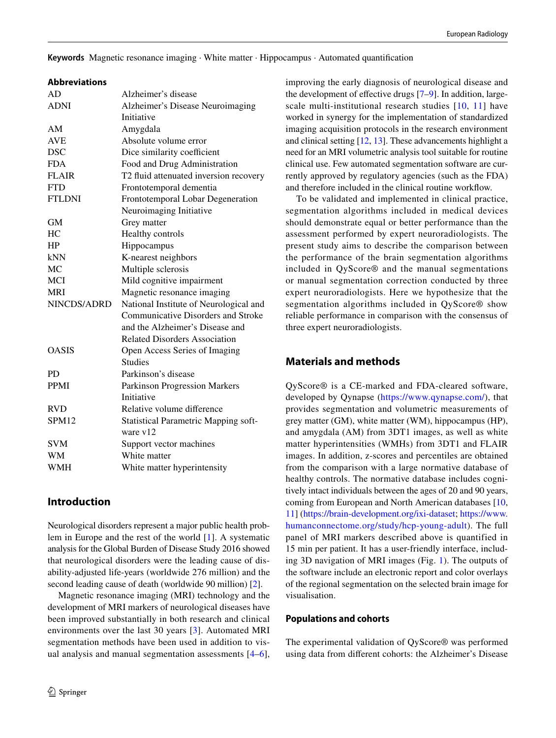**Keywords** Magnetic resonance imaging · White matter · Hippocampus · Automated quantification

**Abbreviations**

| | |
|---|---|
| AD | Alzheimer's disease |
| ADNI | Alzheimer's Disease Neuroimaging Initiative |
| AM | Amygdala |
| AVE | Absolute volume error |
| DSC | Dice similarity coefficient |
| FDA | Food and Drug Administration |
| FLAIR | T2 fluid attenuated inversion recovery |
| FTD | Frontotemporal dementia |
| FTLDNI | Frontotemporal Lobar Degeneration Neuroimaging Initiative |
| GM | Grey matter |
| HC | Healthy controls |
| HP | Hippocampus |
| kNN | K-nearest neighbors |
| MC | Multiple sclerosis |
| MCI | Mild cognitive impairment |
| MRI | Magnetic resonance imaging |
| NINCDS/ADRD | National Institute of Neurological and Communicative Disorders and Stroke and the Alzheimer's Disease and Related Disorders Association |
| OASIS | Open Access Series of Imaging Studies |
| PD | Parkinson's disease |
| PPMI | Parkinson Progression Markers Initiative |
| RVD | Relative volume difference |
| SPM12 | Statistical Parametric Mapping software v12 |
| SVM | Support vector machines |
| WM | White matter |
| WMH | White matter hyperintensity |

## Introduction

Neurological disorders represent a major public health problem in Europe and the rest of the world [1]. A systematic analysis for the Global Burden of Disease Study 2016 showed that neurological disorders were the leading cause of disability-adjusted life-years (worldwide 276 million) and the second leading cause of death (worldwide 90 million) [2].

Magnetic resonance imaging (MRI) technology and the development of MRI markers of neurological diseases have been improved substantially in both research and clinical environments over the last 30 years [3]. Automated MRI segmentation methods have been used in addition to visual analysis and manual segmentation assessments [4–6], improving the early diagnosis of neurological disease and the development of effective drugs [7–9]. In addition, large-scale multi-institutional research studies [10, 11] have worked in synergy for the implementation of standardized imaging acquisition protocols in the research environment and clinical setting [12, 13]. These advancements highlight a need for an MRI volumetric analysis tool suitable for routine clinical use. Few automated segmentation software are currently approved by regulatory agencies (such as the FDA) and therefore included in the clinical routine workflow.

To be validated and implemented in clinical practice, segmentation algorithms included in medical devices should demonstrate equal or better performance than the assessment performed by expert neuroradiologists. The present study aims to describe the comparison between the performance of the brain segmentation algorithms included in QyScore® and the manual segmentations or manual segmentation correction conducted by three expert neuroradiologists. Here we hypothesize that the segmentation algorithms included in QyScore® show reliable performance in comparison with the consensus of three expert neuroradiologists.

## Materials and methods

QyScore® is a CE-marked and FDA-cleared software, developed by Qynapse (https://www.qynapse.com/), that provides segmentation and volumetric measurements of grey matter (GM), white matter (WM), hippocampus (HP), and amygdala (AM) from 3DT1 images, as well as white matter hyperintensities (WMHs) from 3DT1 and FLAIR images. In addition, z-scores and percentiles are obtained from the comparison with a large normative database of healthy controls. The normative database includes cognitively intact individuals between the ages of 20 and 90 years, coming from European and North American databases [10, 11] (https://brain-development.org/ixi-dataset; https://www.humanconnectome.org/study/hcp-young-adult). The full panel of MRI markers described above is quantified in 15 min per patient. It has a user-friendly interface, including 3D navigation of MRI images (Fig. 1). The outputs of the software include an electronic report and color overlays of the regional segmentation on the selected brain image for visualisation.

### Populations and cohorts

The experimental validation of QyScore® was performed using data from different cohorts: the Alzheimer's Disease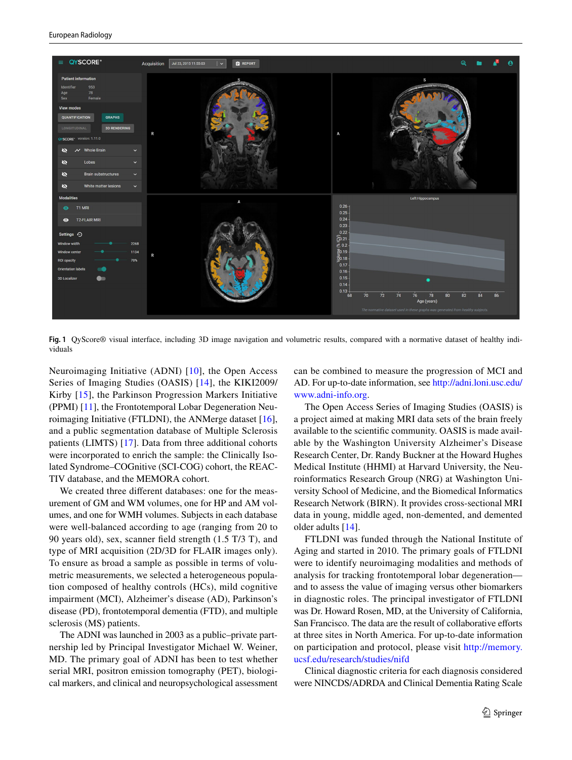Fig. 1 QyScore® visual interface, including 3D image navigation and volumetric results, compared with a normative dataset of healthy individuals

Neuroimaging Initiative (ADNI) [10], the Open Access Series of Imaging Studies (OASIS) [14], the KIKI2009/Kirby [15], the Parkinson Progression Markers Initiative (PPMI) [11], the Frontotemporal Lobar Degeneration Neuroimaging Initiative (FTLDNI), the ANMerge dataset [16], and a public segmentation database of Multiple Sclerosis patients (LIMTS) [17]. Data from three additional cohorts were incorporated to enrich the sample: the Clinically Isolated Syndrome–COGnitive (SCI-COG) cohort, the REACTIV database, and the MEMORA cohort.

We created three different databases: one for the measurement of GM and WM volumes, one for HP and AM volumes, and one for WMH volumes. Subjects in each database were well-balanced according to age (ranging from 20 to 90 years old), sex, scanner field strength (1.5 T/3 T), and type of MRI acquisition (2D/3D for FLAIR images only). To ensure as broad a sample as possible in terms of volumetric measurements, we selected a heterogeneous population composed of healthy controls (HCs), mild cognitive impairment (MCI), Alzheimer's disease (AD), Parkinson's disease (PD), frontotemporal dementia (FTD), and multiple sclerosis (MS) patients.

The ADNI was launched in 2003 as a public–private partnership led by Principal Investigator Michael W. Weiner, MD. The primary goal of ADNI has been to test whether serial MRI, positron emission tomography (PET), biological markers, and clinical and neuropsychological assessment can be combined to measure the progression of MCI and AD. For up-to-date information, see http://adni.loni.usc.edu/www.adni-info.org.

The Open Access Series of Imaging Studies (OASIS) is a project aimed at making MRI data sets of the brain freely available to the scientific community. OASIS is made available by the Washington University Alzheimer's Disease Research Center, Dr. Randy Buckner at the Howard Hughes Medical Institute (HHMI) at Harvard University, the Neuroinformatics Research Group (NRG) at Washington University School of Medicine, and the Biomedical Informatics Research Network (BIRN). It provides cross-sectional MRI data in young, middle aged, non-demented, and demented older adults [14].

FTLDNI was funded through the National Institute of Aging and started in 2010. The primary goals of FTLDNI were to identify neuroimaging modalities and methods of analysis for tracking frontotemporal lobar degeneration—and to assess the value of imaging versus other biomarkers in diagnostic roles. The principal investigator of FTLDNI was Dr. Howard Rosen, MD, at the University of California, San Francisco. The data are the result of collaborative efforts at three sites in North America. For up-to-date information on participation and protocol, please visit http://memory.ucsf.edu/research/studies/nifd

Clinical diagnostic criteria for each diagnosis considered were NINCDS/ADRDA and Clinical Dementia Rating Scale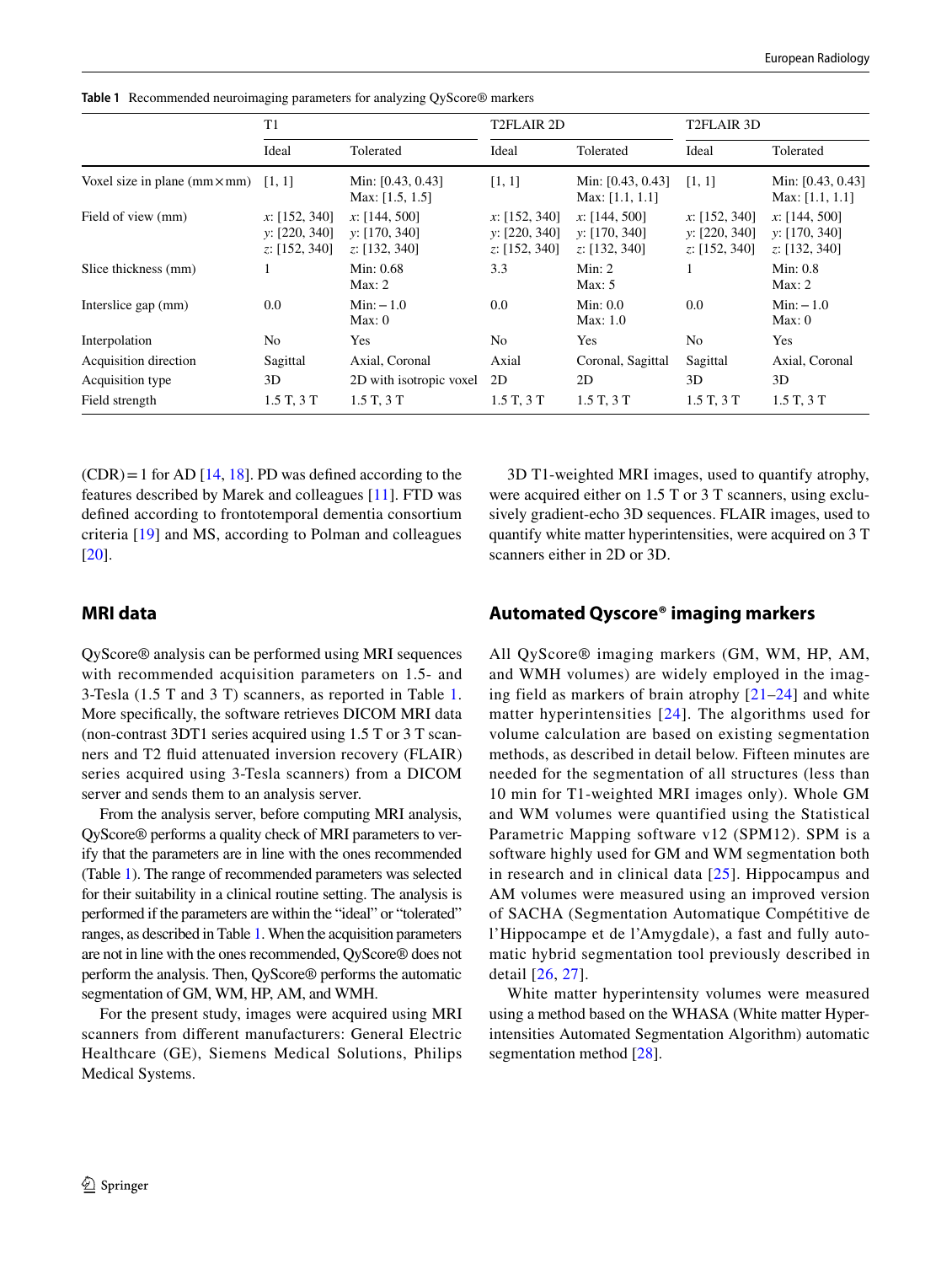Table 1 Recommended neuroimaging parameters for analyzing QyScore® markers

| | T1 | | T2FLAIR 2D | | T2FLAIR 3D | |
|---|---|---|---|---|---|---|
| | Ideal | Tolerated | Ideal | Tolerated | Ideal | Tolerated |
| Voxel size in plane (mm×mm) | [1, 1] | Min: [0.43, 0.43]<br>Max: [1.5, 1.5] | [1, 1] | Min: [0.43, 0.43]<br>Max: [1.1, 1.1] | [1, 1] | Min: [0.43, 0.43]<br>Max: [1.1, 1.1] |
| Field of view (mm) | *x*: [152, 340]<br>*y*: [220, 340]<br>*z*: [152, 340] | *x*: [144, 500]<br>*y*: [170, 340]<br>*z*: [132, 340] | *x*: [152, 340]<br>*y*: [220, 340]<br>*z*: [152, 340] | *x*: [144, 500]<br>*y*: [170, 340]<br>*z*: [132, 340] | *x*: [152, 340]<br>*y*: [220, 340]<br>*z*: [152, 340] | *x*: [144, 500]<br>*y*: [170, 340]<br>*z*: [132, 340] |
| Slice thickness (mm) | 1 | Min: 0.68<br>Max: 2 | 3.3 | Min: 2<br>Max: 5 | 1 | Min: 0.8<br>Max: 2 |
| Interslice gap (mm) | 0.0 | Min: – 1.0<br>Max: 0 | 0.0 | Min: 0.0<br>Max: 1.0 | 0.0 | Min: – 1.0<br>Max: 0 |
| Interpolation | No | Yes | No | Yes | No | Yes |
| Acquisition direction | Sagittal | Axial, Coronal | Axial | Coronal, Sagittal | Sagittal | Axial, Coronal |
| Acquisition type | 3D | 2D with isotropic voxel | 2D | 2D | 3D | 3D |
| Field strength | 1.5 T, 3 T | 1.5 T, 3 T | 1.5 T, 3 T | 1.5 T, 3 T | 1.5 T, 3 T | 1.5 T, 3 T |

(CDR) = 1 for AD [14, 18]. PD was defined according to the features described by Marek and colleagues [11]. FTD was defined according to frontotemporal dementia consortium criteria [19] and MS, according to Polman and colleagues [20].

## MRI data

QyScore® analysis can be performed using MRI sequences with recommended acquisition parameters on 1.5- and 3-Tesla (1.5 T and 3 T) scanners, as reported in Table 1. More specifically, the software retrieves DICOM MRI data (non-contrast 3DT1 series acquired using 1.5 T or 3 T scanners and T2 fluid attenuated inversion recovery (FLAIR) series acquired using 3-Tesla scanners) from a DICOM server and sends them to an analysis server.

From the analysis server, before computing MRI analysis, QyScore® performs a quality check of MRI parameters to verify that the parameters are in line with the ones recommended (Table 1). The range of recommended parameters was selected for their suitability in a clinical routine setting. The analysis is performed if the parameters are within the "ideal" or "tolerated" ranges, as described in Table 1. When the acquisition parameters are not in line with the ones recommended, QyScore® does not perform the analysis. Then, QyScore® performs the automatic segmentation of GM, WM, HP, AM, and WMH.

For the present study, images were acquired using MRI scanners from different manufacturers: General Electric Healthcare (GE), Siemens Medical Solutions, Philips Medical Systems.

3D T1-weighted MRI images, used to quantify atrophy, were acquired either on 1.5 T or 3 T scanners, using exclusively gradient-echo 3D sequences. FLAIR images, used to quantify white matter hyperintensities, were acquired on 3 T scanners either in 2D or 3D.

## Automated Qyscore® imaging markers

All QyScore® imaging markers (GM, WM, HP, AM, and WMH volumes) are widely employed in the imaging field as markers of brain atrophy [21–24] and white matter hyperintensities [24]. The algorithms used for volume calculation are based on existing segmentation methods, as described in detail below. Fifteen minutes are needed for the segmentation of all structures (less than 10 min for T1-weighted MRI images only). Whole GM and WM volumes were quantified using the Statistical Parametric Mapping software v12 (SPM12). SPM is a software highly used for GM and WM segmentation both in research and in clinical data [25]. Hippocampus and AM volumes were measured using an improved version of SACHA (Segmentation Automatique Compétitive de l'Hippocampe et de l'Amygdale), a fast and fully automatic hybrid segmentation tool previously described in detail [26, 27].

White matter hyperintensity volumes were measured using a method based on the WHASA (White matter Hyperintensities Automated Segmentation Algorithm) automatic segmentation method [28].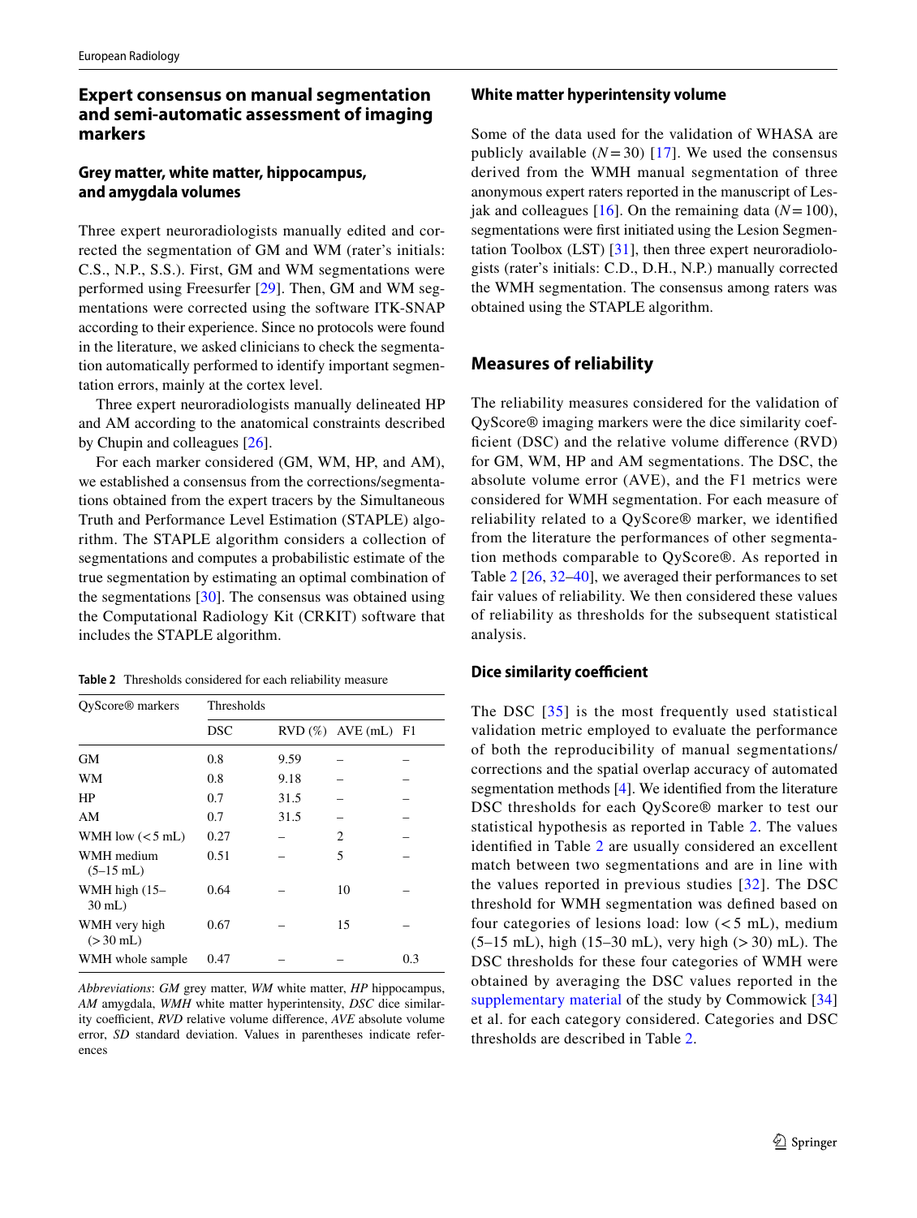## Expert consensus on manual segmentation and semi-automatic assessment of imaging markers

### Grey matter, white matter, hippocampus, and amygdala volumes

Three expert neuroradiologists manually edited and corrected the segmentation of GM and WM (rater's initials: C.S., N.P., S.S.). First, GM and WM segmentations were performed using Freesurfer [29]. Then, GM and WM segmentations were corrected using the software ITK-SNAP according to their experience. Since no protocols were found in the literature, we asked clinicians to check the segmentation automatically performed to identify important segmentation errors, mainly at the cortex level.

Three expert neuroradiologists manually delineated HP and AM according to the anatomical constraints described by Chupin and colleagues [26].

For each marker considered (GM, WM, HP, and AM), we established a consensus from the corrections/segmentations obtained from the expert tracers by the Simultaneous Truth and Performance Level Estimation (STAPLE) algorithm. The STAPLE algorithm considers a collection of segmentations and computes a probabilistic estimate of the true segmentation by estimating an optimal combination of the segmentations [30]. The consensus was obtained using the Computational Radiology Kit (CRKIT) software that includes the STAPLE algorithm.

**Table 2** Thresholds considered for each reliability measure

| QyScore® markers | Thresholds | | | |
|---|---|---|---|---|
| | DSC | RVD (%) | AVE (mL) | F1 |
| GM | 0.8 | 9.59 | – | – |
| WM | 0.8 | 9.18 | – | – |
| HP | 0.7 | 31.5 | – | – |
| AM | 0.7 | 31.5 | – | – |
| WMH low (< 5 mL) | 0.27 | – | 2 | – |
| WMH medium (5–15 mL) | 0.51 | – | 5 | – |
| WMH high (15–30 mL) | 0.64 | – | 10 | – |
| WMH very high (> 30 mL) | 0.67 | – | 15 | – |
| WMH whole sample | 0.47 | – | – | 0.3 |

*Abbreviations*: *GM* grey matter, *WM* white matter, *HP* hippocampus, *AM* amygdala, *WMH* white matter hyperintensity, *DSC* dice similarity coefficient, *RVD* relative volume difference, *AVE* absolute volume error, *SD* standard deviation. Values in parentheses indicate references

### White matter hyperintensity volume

Some of the data used for the validation of WHASA are publicly available ($N = 30$) [17]. We used the consensus derived from the WMH manual segmentation of three anonymous expert raters reported in the manuscript of Lesjak and colleagues [16]. On the remaining data ($N = 100$), segmentations were first initiated using the Lesion Segmentation Toolbox (LST) [31], then three expert neuroradiologists (rater's initials: C.D., D.H., N.P.) manually corrected the WMH segmentation. The consensus among raters was obtained using the STAPLE algorithm.

## Measures of reliability

The reliability measures considered for the validation of QyScore® imaging markers were the dice similarity coefficient (DSC) and the relative volume difference (RVD) for GM, WM, HP and AM segmentations. The DSC, the absolute volume error (AVE), and the F1 metrics were considered for WMH segmentation. For each measure of reliability related to a QyScore® marker, we identified from the literature the performances of other segmentation methods comparable to QyScore®. As reported in Table 2 [26, 32–40], we averaged their performances to set fair values of reliability. We then considered these values of reliability as thresholds for the subsequent statistical analysis.

### Dice similarity coefficient

The DSC [35] is the most frequently used statistical validation metric employed to evaluate the performance of both the reproducibility of manual segmentations/corrections and the spatial overlap accuracy of automated segmentation methods [4]. We identified from the literature DSC thresholds for each QyScore® marker to test our statistical hypothesis as reported in Table 2. The values identified in Table 2 are usually considered an excellent match between two segmentations and are in line with the values reported in previous studies [32]. The DSC threshold for WMH segmentation was defined based on four categories of lesions load: low (< 5 mL), medium (5–15 mL), high (15–30 mL), very high (> 30) mL). The DSC thresholds for these four categories of WMH were obtained by averaging the DSC values reported in the supplementary material of the study by Commowick [34] et al. for each category considered. Categories and DSC thresholds are described in Table 2.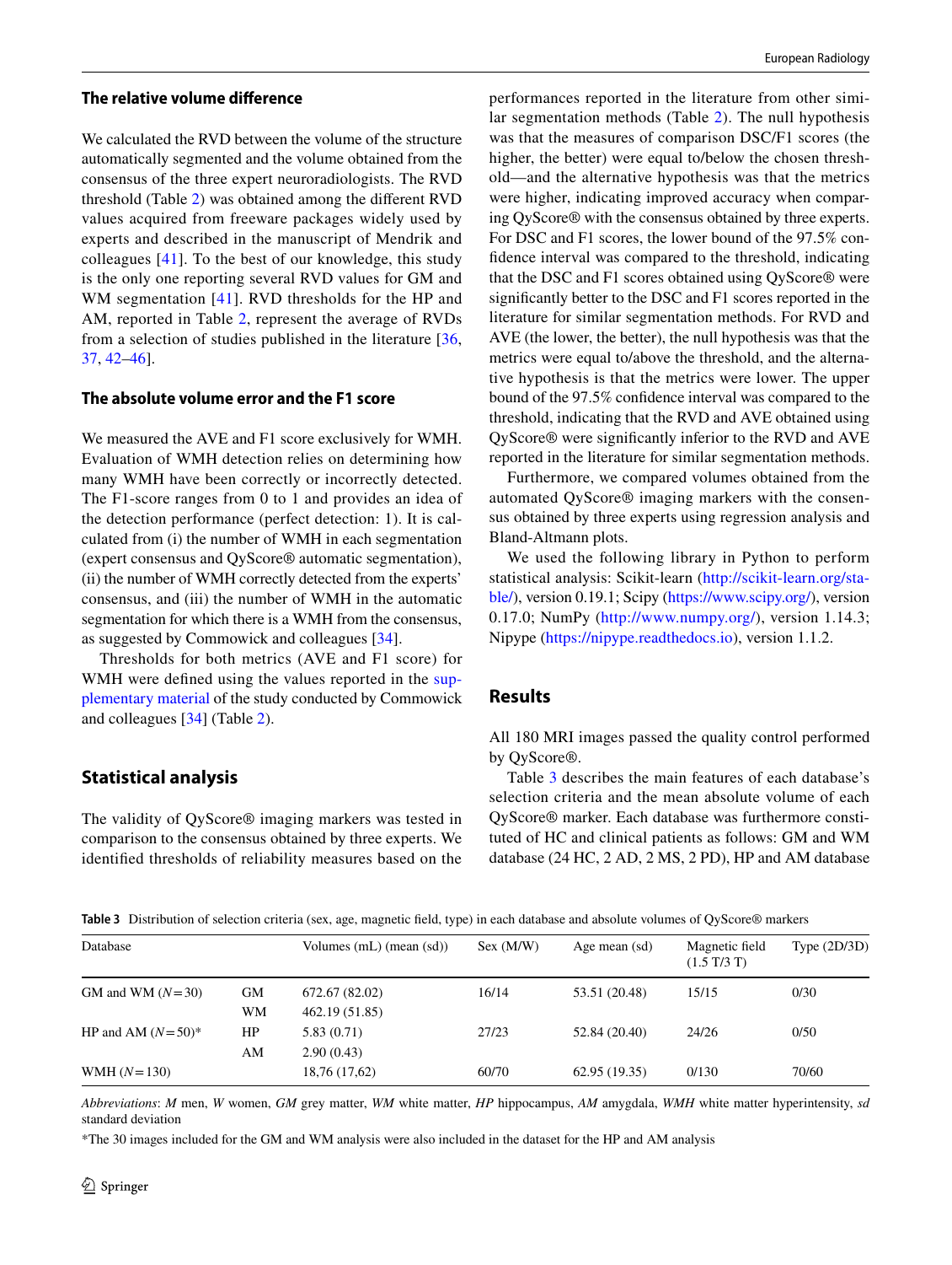### The relative volume difference

We calculated the RVD between the volume of the structure automatically segmented and the volume obtained from the consensus of the three expert neuroradiologists. The RVD threshold (Table 2) was obtained among the different RVD values acquired from freeware packages widely used by experts and described in the manuscript of Mendrik and colleagues [41]. To the best of our knowledge, this study is the only one reporting several RVD values for GM and WM segmentation [41]. RVD thresholds for the HP and AM, reported in Table 2, represent the average of RVDs from a selection of studies published in the literature [36, 37, 42–46].

### The absolute volume error and the F1 score

We measured the AVE and F1 score exclusively for WMH. Evaluation of WMH detection relies on determining how many WMH have been correctly or incorrectly detected. The F1-score ranges from 0 to 1 and provides an idea of the detection performance (perfect detection: 1). It is calculated from (i) the number of WMH in each segmentation (expert consensus and QyScore® automatic segmentation), (ii) the number of WMH correctly detected from the experts' consensus, and (iii) the number of WMH in the automatic segmentation for which there is a WMH from the consensus, as suggested by Commowick and colleagues [34].

Thresholds for both metrics (AVE and F1 score) for WMH were defined using the values reported in the supplementary material of the study conducted by Commowick and colleagues [34] (Table 2).

## Statistical analysis

The validity of QyScore® imaging markers was tested in comparison to the consensus obtained by three experts. We identified thresholds of reliability measures based on the performances reported in the literature from other similar segmentation methods (Table 2). The null hypothesis was that the measures of comparison DSC/F1 scores (the higher, the better) were equal to/below the chosen threshold—and the alternative hypothesis was that the metrics were higher, indicating improved accuracy when comparing QyScore® with the consensus obtained by three experts. For DSC and F1 scores, the lower bound of the 97.5% confidence interval was compared to the threshold, indicating that the DSC and F1 scores obtained using QyScore® were significantly better to the DSC and F1 scores reported in the literature for similar segmentation methods. For RVD and AVE (the lower, the better), the null hypothesis was that the metrics were equal to/above the threshold, and the alternative hypothesis is that the metrics were lower. The upper bound of the 97.5% confidence interval was compared to the threshold, indicating that the RVD and AVE obtained using QyScore® were significantly inferior to the RVD and AVE reported in the literature for similar segmentation methods.

Furthermore, we compared volumes obtained from the automated QyScore® imaging markers with the consensus obtained by three experts using regression analysis and Bland-Altmann plots.

We used the following library in Python to perform statistical analysis: Scikit-learn (http://scikit-learn.org/stable/), version 0.19.1; Scipy (https://www.scipy.org/), version 0.17.0; NumPy (http://www.numpy.org/), version 1.14.3; Nipype (https://nipype.readthedocs.io), version 1.1.2.

## Results

All 180 MRI images passed the quality control performed by QyScore®.

Table 3 describes the main features of each database's selection criteria and the mean absolute volume of each QyScore® marker. Each database was furthermore constituted of HC and clinical patients as follows: GM and WM database (24 HC, 2 AD, 2 MS, 2 PD), HP and AM database

**Table 3** Distribution of selection criteria (sex, age, magnetic field, type) in each database and absolute volumes of QyScore® markers

| Database | | Volumes (mL) (mean (sd)) | Sex (M/W) | Age mean (sd) | Magnetic field (1.5 T/3 T) | Type (2D/3D) |
|---|---|---|---|---|---|---|
| GM and WM ($N=30$) | GM | 672.67 (82.02) | 16/14 | 53.51 (20.48) | 15/15 | 0/30 |
| | WM | 462.19 (51.85) | | | | |
| HP and AM ($N=50$)* | HP | 5.83 (0.71) | 27/23 | 52.84 (20.40) | 24/26 | 0/50 |
| | AM | 2.90 (0.43) | | | | |
| WMH ($N=130$) | | 18,76 (17,62) | 60/70 | 62.95 (19.35) | 0/130 | 70/60 |

*Abbreviations*: *M* men, *W* women, *GM* grey matter, *WM* white matter, *HP* hippocampus, *AM* amygdala, *WMH* white matter hyperintensity, *sd* standard deviation

*The 30 images included for the GM and WM analysis were also included in the dataset for the HP and AM analysis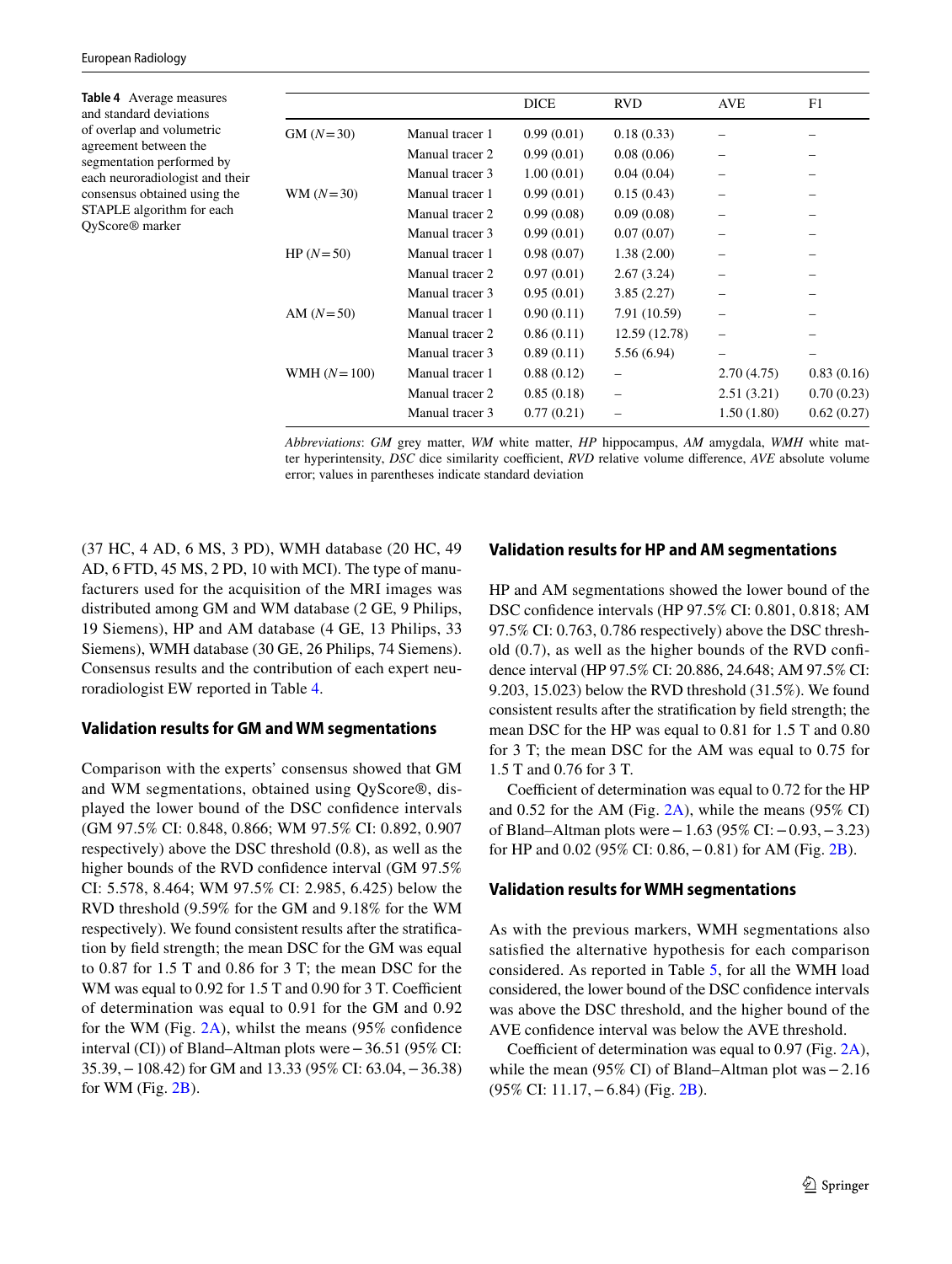**Table 4** Average measures and standard deviations of overlap and volumetric agreement between the segmentation performed by each neuroradiologist and their consensus obtained using the STAPLE algorithm for each QyScore® marker

| | | DICE | RVD | AVE | F1 |
|---|---|---|---|---|---|
| GM (*N* = 30) | Manual tracer 1 | 0.99 (0.01) | 0.18 (0.33) | – | – |
| | Manual tracer 2 | 0.99 (0.01) | 0.08 (0.06) | – | – |
| | Manual tracer 3 | 1.00 (0.01) | 0.04 (0.04) | – | – |
| WM (*N* = 30) | Manual tracer 1 | 0.99 (0.01) | 0.15 (0.43) | – | – |
| | Manual tracer 2 | 0.99 (0.08) | 0.09 (0.08) | – | – |
| | Manual tracer 3 | 0.99 (0.01) | 0.07 (0.07) | – | – |
| HP (*N* = 50) | Manual tracer 1 | 0.98 (0.07) | 1.38 (2.00) | – | – |
| | Manual tracer 2 | 0.97 (0.01) | 2.67 (3.24) | – | – |
| | Manual tracer 3 | 0.95 (0.01) | 3.85 (2.27) | – | – |
| AM (*N* = 50) | Manual tracer 1 | 0.90 (0.11) | 7.91 (10.59) | – | – |
| | Manual tracer 2 | 0.86 (0.11) | 12.59 (12.78) | – | – |
| | Manual tracer 3 | 0.89 (0.11) | 5.56 (6.94) | – | – |
| WMH (*N* = 100) | Manual tracer 1 | 0.88 (0.12) | – | 2.70 (4.75) | 0.83 (0.16) |
| | Manual tracer 2 | 0.85 (0.18) | – | 2.51 (3.21) | 0.70 (0.23) |
| | Manual tracer 3 | 0.77 (0.21) | – | 1.50 (1.80) | 0.62 (0.27) |

*Abbreviations*: *GM* grey matter, *WM* white matter, *HP* hippocampus, *AM* amygdala, *WMH* white matter hyperintensity, *DSC* dice similarity coefficient, *RVD* relative volume difference, *AVE* absolute volume error; values in parentheses indicate standard deviation

(37 HC, 4 AD, 6 MS, 3 PD), WMH database (20 HC, 49 AD, 6 FTD, 45 MS, 2 PD, 10 with MCI). The type of manufacturers used for the acquisition of the MRI images was distributed among GM and WM database (2 GE, 9 Philips, 19 Siemens), HP and AM database (4 GE, 13 Philips, 33 Siemens), WMH database (30 GE, 26 Philips, 74 Siemens). Consensus results and the contribution of each expert neuroradiologist EW reported in Table 4.

### Validation results for GM and WM segmentations

Comparison with the experts' consensus showed that GM and WM segmentations, obtained using QyScore®, displayed the lower bound of the DSC confidence intervals (GM 97.5% CI: 0.848, 0.866; WM 97.5% CI: 0.892, 0.907 respectively) above the DSC threshold (0.8), as well as the higher bounds of the RVD confidence interval (GM 97.5% CI: 5.578, 8.464; WM 97.5% CI: 2.985, 6.425) below the RVD threshold (9.59% for the GM and 9.18% for the WM respectively). We found consistent results after the stratification by field strength; the mean DSC for the GM was equal to 0.87 for 1.5 T and 0.86 for 3 T; the mean DSC for the WM was equal to 0.92 for 1.5 T and 0.90 for 3 T. Coefficient of determination was equal to 0.91 for the GM and 0.92 for the WM (Fig. 2A), whilst the means (95% confidence interval (CI)) of Bland–Altman plots were − 36.51 (95% CI: 35.39, − 108.42) for GM and 13.33 (95% CI: 63.04, − 36.38) for WM (Fig. 2B).

### Validation results for HP and AM segmentations

HP and AM segmentations showed the lower bound of the DSC confidence intervals (HP 97.5% CI: 0.801, 0.818; AM 97.5% CI: 0.763, 0.786 respectively) above the DSC threshold (0.7), as well as the higher bounds of the RVD confidence interval (HP 97.5% CI: 20.886, 24.648; AM 97.5% CI: 9.203, 15.023) below the RVD threshold (31.5%). We found consistent results after the stratification by field strength; the mean DSC for the HP was equal to 0.81 for 1.5 T and 0.80 for 3 T; the mean DSC for the AM was equal to 0.75 for 1.5 T and 0.76 for 3 T.

Coefficient of determination was equal to 0.72 for the HP and 0.52 for the AM (Fig. 2A), while the means (95% CI) of Bland–Altman plots were − 1.63 (95% CI: − 0.93, − 3.23) for HP and 0.02 (95% CI: 0.86, − 0.81) for AM (Fig. 2B).

### Validation results for WMH segmentations

As with the previous markers, WMH segmentations also satisfied the alternative hypothesis for each comparison considered. As reported in Table 5, for all the WMH load considered, the lower bound of the DSC confidence intervals was above the DSC threshold, and the higher bound of the AVE confidence interval was below the AVE threshold.

Coefficient of determination was equal to 0.97 (Fig. 2A), while the mean (95% CI) of Bland–Altman plot was − 2.16 (95% CI: 11.17, − 6.84) (Fig. 2B).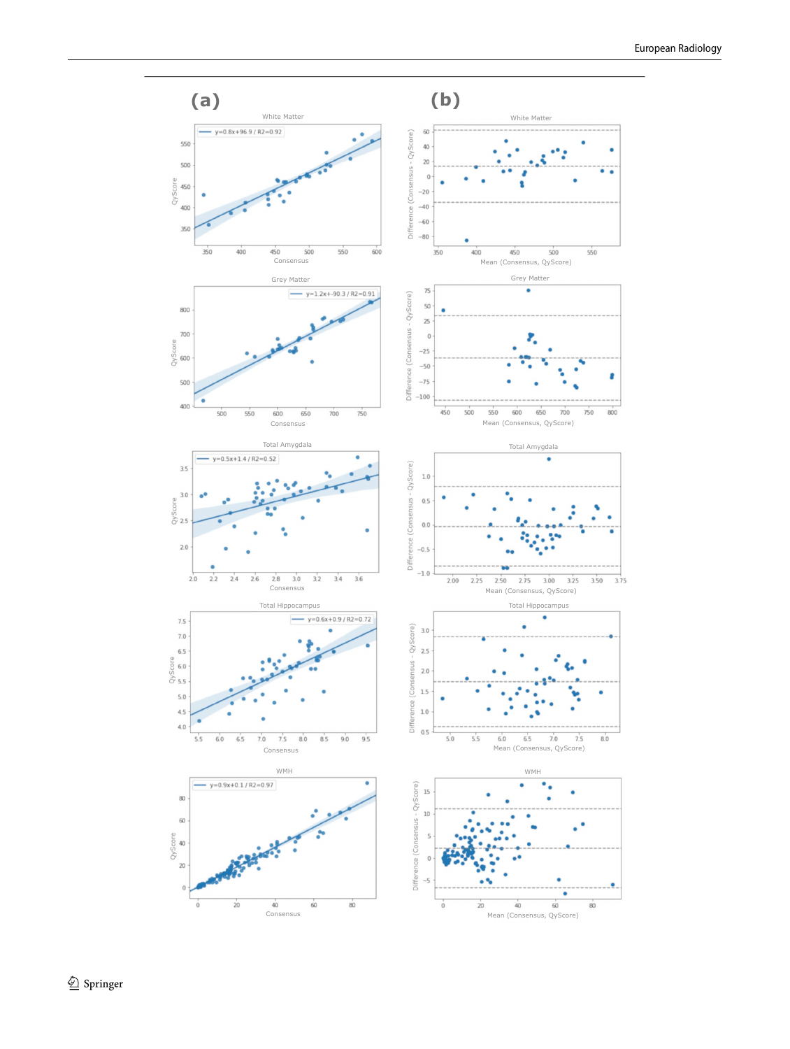(a)

(b)

White Matter

y=0.8x+96.9 / R2=0.92

Grey Matter

y=1.2x+-90.3 / R2=0.91

Total Amygdala

y=0.5x+1.4 / R2=0.52

Total Hippocampus

y=0.6x+0.9 / R2=0.72

WMH

y=0.9x+0.1 / R2=0.97

QyScore

Consensus

Difference (Consensus - QyScore)

Mean (Consensus, QyScore)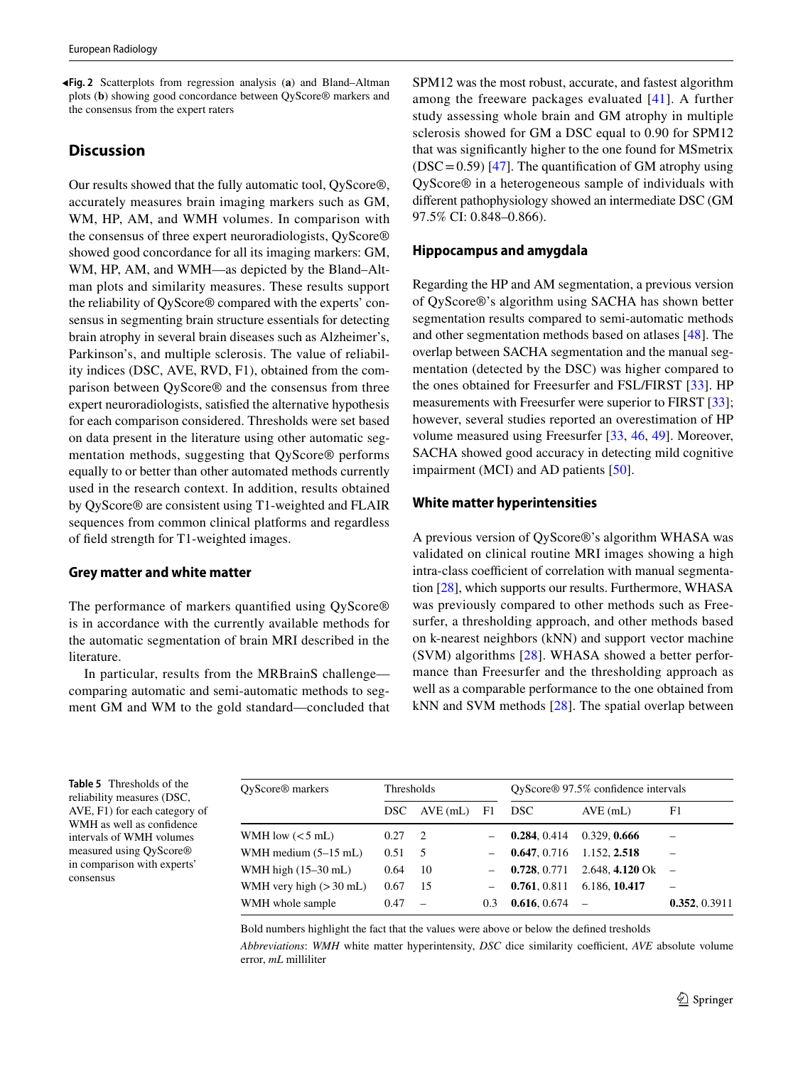◀**Fig. 2** Scatterplots from regression analysis (**a**) and Bland–Altman plots (**b**) showing good concordance between QyScore® markers and the consensus from the expert raters

## Discussion

Our results showed that the fully automatic tool, QyScore®, accurately measures brain imaging markers such as GM, WM, HP, AM, and WMH volumes. In comparison with the consensus of three expert neuroradiologists, QyScore® showed good concordance for all its imaging markers: GM, WM, HP, AM, and WMH—as depicted by the Bland–Altman plots and similarity measures. These results support the reliability of QyScore® compared with the experts' consensus in segmenting brain structure essentials for detecting brain atrophy in several brain diseases such as Alzheimer's, Parkinson's, and multiple sclerosis. The value of reliability indices (DSC, AVE, RVD, F1), obtained from the comparison between QyScore® and the consensus from three expert neuroradiologists, satisfied the alternative hypothesis for each comparison considered. Thresholds were set based on data present in the literature using other automatic segmentation methods, suggesting that QyScore® performs equally to or better than other automated methods currently used in the research context. In addition, results obtained by QyScore® are consistent using T1-weighted and FLAIR sequences from common clinical platforms and regardless of field strength for T1-weighted images.

### Grey matter and white matter

The performance of markers quantified using QyScore® is in accordance with the currently available methods for the automatic segmentation of brain MRI described in the literature.

In particular, results from the MRBrainS challenge—comparing automatic and semi-automatic methods to segment GM and WM to the gold standard—concluded that SPM12 was the most robust, accurate, and fastest algorithm among the freeware packages evaluated [41]. A further study assessing whole brain and GM atrophy in multiple sclerosis showed for GM a DSC equal to 0.90 for SPM12 that was significantly higher to the one found for MSmetrix (DSC = 0.59) [47]. The quantification of GM atrophy using QyScore® in a heterogeneous sample of individuals with different pathophysiology showed an intermediate DSC (GM 97.5% CI: 0.848–0.866).

### Hippocampus and amygdala

Regarding the HP and AM segmentation, a previous version of QyScore®'s algorithm using SACHA has shown better segmentation results compared to semi-automatic methods and other segmentation methods based on atlases [48]. The overlap between SACHA segmentation and the manual segmentation (detected by the DSC) was higher compared to the ones obtained for Freesurfer and FSL/FIRST [33]. HP measurements with Freesurfer were superior to FIRST [33]; however, several studies reported an overestimation of HP volume measured using Freesurfer [33, 46, 49]. Moreover, SACHA showed good accuracy in detecting mild cognitive impairment (MCI) and AD patients [50].

### White matter hyperintensities

A previous version of QyScore®'s algorithm WHASA was validated on clinical routine MRI images showing a high intra-class coefficient of correlation with manual segmentation [28], which supports our results. Furthermore, WHASA was previously compared to other methods such as Freesurfer, a thresholding approach, and other methods based on k-nearest neighbors (kNN) and support vector machine (SVM) algorithms [28]. WHASA showed a better performance than Freesurfer and the thresholding approach as well as a comparable performance to the one obtained from kNN and SVM methods [28]. The spatial overlap between

**Table 5** Thresholds of the reliability measures (DSC, AVE, F1) for each category of WMH as well as confidence intervals of WMH volumes measured using QyScore® in comparison with experts' consensus

| QyScore® markers | Thresholds | | | QyScore® 97.5% confidence intervals | | |
|---|---|---|---|---|---|---|
| | DSC | AVE (mL) | F1 | DSC | AVE (mL) | F1 |
| WMH low (< 5 mL) | 0.27 | 2 | – | **0.284**, 0.414 | 0.329, **0.666** | – |
| WMH medium (5–15 mL) | 0.51 | 5 | – | **0.647**, 0.716 | 1.152, **2.518** | – |
| WMH high (15–30 mL) | 0.64 | 10 | – | **0.728**, 0.771 | 2.648, **4.120** Ok | – |
| WMH very high (> 30 mL) | 0.67 | 15 | – | **0.761**, 0.811 | 6.186, **10.417** | – |
| WMH whole sample | 0.47 | – | 0.3 | **0.616**, 0.674 | – | **0.352**, 0.3911 |

Bold numbers highlight the fact that the values were above or below the defined tresholds

*Abbreviations*: *WMH* white matter hyperintensity, *DSC* dice similarity coefficient, *AVE* absolute volume error, *mL* milliliter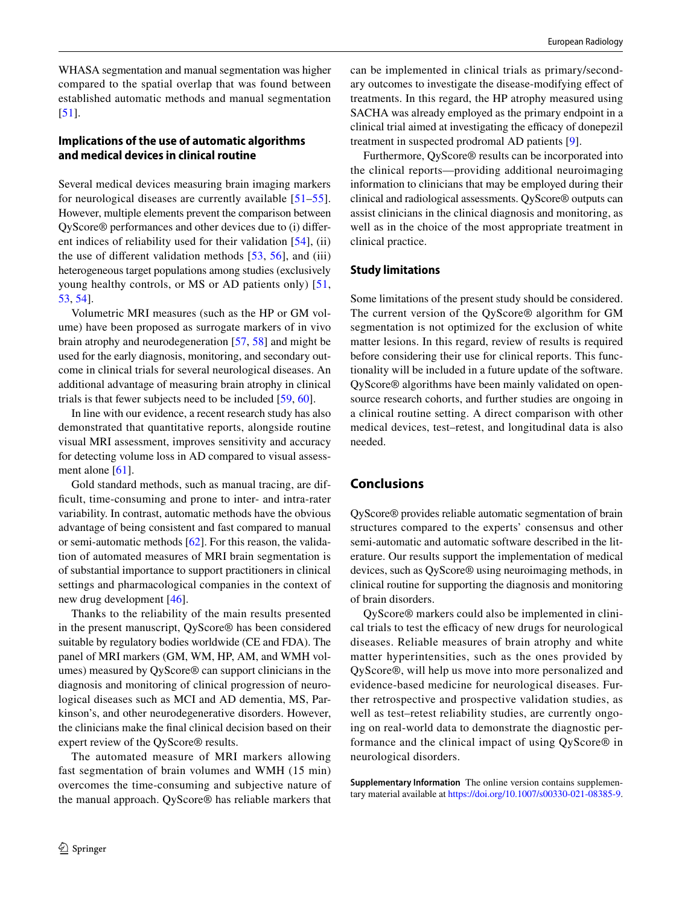WHASA segmentation and manual segmentation was higher compared to the spatial overlap that was found between established automatic methods and manual segmentation [51].

### Implications of the use of automatic algorithms and medical devices in clinical routine

Several medical devices measuring brain imaging markers for neurological diseases are currently available [51–55]. However, multiple elements prevent the comparison between QyScore® performances and other devices due to (i) different indices of reliability used for their validation [54], (ii) the use of different validation methods [53, 56], and (iii) heterogeneous target populations among studies (exclusively young healthy controls, or MS or AD patients only) [51, 53, 54].

Volumetric MRI measures (such as the HP or GM volume) have been proposed as surrogate markers of in vivo brain atrophy and neurodegeneration [57, 58] and might be used for the early diagnosis, monitoring, and secondary outcome in clinical trials for several neurological diseases. An additional advantage of measuring brain atrophy in clinical trials is that fewer subjects need to be included [59, 60].

In line with our evidence, a recent research study has also demonstrated that quantitative reports, alongside routine visual MRI assessment, improves sensitivity and accuracy for detecting volume loss in AD compared to visual assessment alone [61].

Gold standard methods, such as manual tracing, are difficult, time-consuming and prone to inter- and intra-rater variability. In contrast, automatic methods have the obvious advantage of being consistent and fast compared to manual or semi-automatic methods [62]. For this reason, the validation of automated measures of MRI brain segmentation is of substantial importance to support practitioners in clinical settings and pharmacological companies in the context of new drug development [46].

Thanks to the reliability of the main results presented in the present manuscript, QyScore® has been considered suitable by regulatory bodies worldwide (CE and FDA). The panel of MRI markers (GM, WM, HP, AM, and WMH volumes) measured by QyScore® can support clinicians in the diagnosis and monitoring of clinical progression of neurological diseases such as MCI and AD dementia, MS, Parkinson's, and other neurodegenerative disorders. However, the clinicians make the final clinical decision based on their expert review of the QyScore® results.

The automated measure of MRI markers allowing fast segmentation of brain volumes and WMH (15 min) overcomes the time-consuming and subjective nature of the manual approach. QyScore® has reliable markers that can be implemented in clinical trials as primary/secondary outcomes to investigate the disease-modifying effect of treatments. In this regard, the HP atrophy measured using SACHA was already employed as the primary endpoint in a clinical trial aimed at investigating the efficacy of donepezil treatment in suspected prodromal AD patients [9].

Furthermore, QyScore® results can be incorporated into the clinical reports—providing additional neuroimaging information to clinicians that may be employed during their clinical and radiological assessments. QyScore® outputs can assist clinicians in the clinical diagnosis and monitoring, as well as in the choice of the most appropriate treatment in clinical practice.

### Study limitations

Some limitations of the present study should be considered. The current version of the QyScore® algorithm for GM segmentation is not optimized for the exclusion of white matter lesions. In this regard, review of results is required before considering their use for clinical reports. This functionality will be included in a future update of the software. QyScore® algorithms have been mainly validated on open-source research cohorts, and further studies are ongoing in a clinical routine setting. A direct comparison with other medical devices, test–retest, and longitudinal data is also needed.

## Conclusions

QyScore® provides reliable automatic segmentation of brain structures compared to the experts' consensus and other semi-automatic and automatic software described in the literature. Our results support the implementation of medical devices, such as QyScore® using neuroimaging methods, in clinical routine for supporting the diagnosis and monitoring of brain disorders.

QyScore® markers could also be implemented in clinical trials to test the efficacy of new drugs for neurological diseases. Reliable measures of brain atrophy and white matter hyperintensities, such as the ones provided by QyScore®, will help us move into more personalized and evidence-based medicine for neurological diseases. Further retrospective and prospective validation studies, as well as test–retest reliability studies, are currently ongoing on real-world data to demonstrate the diagnostic performance and the clinical impact of using QyScore® in neurological disorders.

**Supplementary Information** The online version contains supplementary material available at https://doi.org/10.1007/s00330-021-08385-9.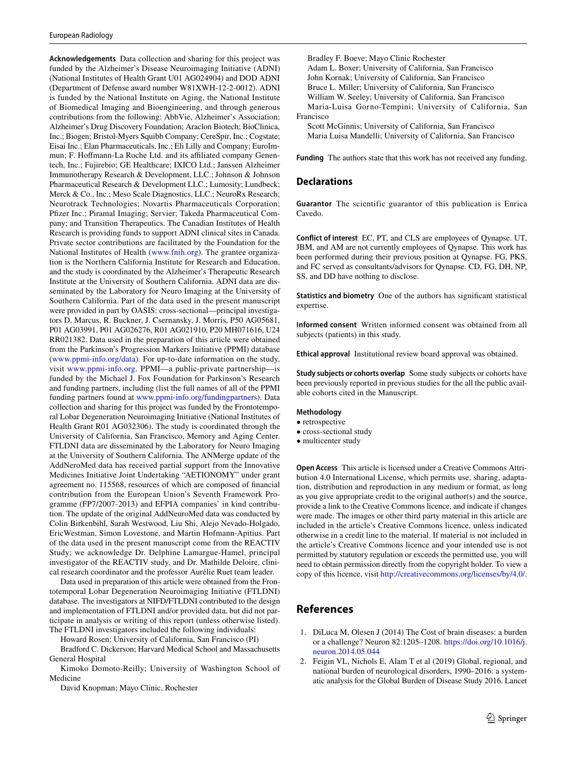**Acknowledgements** Data collection and sharing for this project was funded by the Alzheimer's Disease Neuroimaging Initiative (ADNI) (National Institutes of Health Grant U01 AG024904) and DOD ADNI (Department of Defense award number W81XWH-12-2-0012). ADNI is funded by the National Institute on Aging, the National Institute of Biomedical Imaging and Bioengineering, and through generous contributions from the following: AbbVie, Alzheimer's Association; Alzheimer's Drug Discovery Foundation; Araclon Biotech; BioClinica, Inc.; Biogen; Bristol-Myers Squibb Company; CereSpir, Inc.; Cogstate; Eisai Inc.; Elan Pharmaceuticals, Inc.; Eli Lilly and Company; EuroImmun; F. Hoffmann-La Roche Ltd. and its affiliated company Genentech, Inc.; Fujirebio; GE Healthcare; IXICO Ltd.; Janssen Alzheimer Immunotherapy Research & Development, LLC.; Johnson & Johnson Pharmaceutical Research & Development LLC.; Lumosity; Lundbeck; Merck & Co., Inc.; Meso Scale Diagnostics, LLC.; NeuroRx Research; Neurotrack Technologies; Novartis Pharmaceuticals Corporation; Pfizer Inc.; Piramal Imaging; Servier; Takeda Pharmaceutical Company; and Transition Therapeutics. The Canadian Institutes of Health Research is providing funds to support ADNI clinical sites in Canada. Private sector contributions are facilitated by the Foundation for the National Institutes of Health (www.fnih.org). The grantee organization is the Northern California Institute for Research and Education, and the study is coordinated by the Alzheimer's Therapeutic Research Institute at the University of Southern California. ADNI data are disseminated by the Laboratory for Neuro Imaging at the University of Southern California. Part of the data used in the present manuscript were provided in part by OASIS: cross-sectional—principal investigators D. Marcus, R. Buckner, J. Csernansky, J. Morris, P50 AG05681, P01 AG03991, P01 AG026276, R01 AG021910, P20 MH071616, U24 RR021382. Data used in the preparation of this article were obtained from the Parkinson's Progression Markers Initiative (PPMI) database (www.ppmi-info.org/data). For up-to-date information on the study, visit www.ppmi-info.org. PPMI—a public-private partnership—is funded by the Michael J. Fox Foundation for Parkinson's Research and funding partners, including (list the full names of all of the PPMI funding partners found at www.ppmi-info.org/fundingpartners). Data collection and sharing for this project was funded by the Frontotemporal Lobar Degeneration Neuroimaging Initiative (National Institutes of Health Grant R01 AG032306). The study is coordinated through the University of California, San Francisco, Memory and Aging Center. FTLDNI data are disseminated by the Laboratory for Neuro Imaging at the University of Southern California. The ANMerge update of the AddNeroMed data has received partial support from the Innovative Medicines Initiative Joint Undertaking "AETIONOMY" under grant agreement no. 115568, resources of which are composed of financial contribution from the European Union's Seventh Framework Programme (FP7/2007-2013) and EFPIA companies' in kind contribution. The update of the original AddNeuroMed data was conducted by Colin Birkenbihl, Sarah Westwood, Liu Shi, Alejo Nevado-Holgado, EricWestman, Simon Lovestone, and Martin Hofmann-Apitius. Part of the data used in the present manuscript come from the REACTIV Study; we acknowledge Dr. Delphine Lamargue-Hamel, principal investigator of the REACTIV study, and Dr. Mathilde Deloire, clinical research coordinator and the professor Aurélie Ruet team leader.

Data used in preparation of this article were obtained from the Frontotemporal Lobar Degeneration Neuroimaging Initiative (FTLDNI) database. The investigators at NIFD/FTLDNI contributed to the design and implementation of FTLDNI and/or provided data, but did not participate in analysis or writing of this report (unless otherwise listed). The FTLDNI investigators included the following individuals:

Howard Rosen; University of California, San Francisco (PI)
Bradford C. Dickerson; Harvard Medical School and Massachusetts General Hospital
Kimoko Domoto-Reilly; University of Washington School of Medicine
David Knopman; Mayo Clinic, Rochester
Bradley F. Boeve; Mayo Clinic Rochester
Adam L. Boxer; University of California, San Francisco
John Kornak; University of California, San Francisco
Bruce L. Miller; University of California, San Francisco
William W. Seeley; University of California, San Francisco
Maria-Luisa Gorno-Tempini; University of California, San Francisco
Scott McGinnis; University of California, San Francisco
Maria Luisa Mandelli; University of California, San Francisco

**Funding** The authors state that this work has not received any funding.

## Declarations

**Guarantor** The scientific guarantor of this publication is Enrica Cavedo.

**Conflict of interest** EC, PT, and CLS are employees of Qynapse. UT, JBM, and AM are not currently employees of Qynapse. This work has been performed during their previous position at Qynapse. FG, PKS, and FC served as consultants/advisors for Qynapse. CD, FG, DH, NP, SS, and DD have nothing to disclose.

**Statistics and biometry** One of the authors has significant statistical expertise.

**Informed consent** Written informed consent was obtained from all subjects (patients) in this study.

**Ethical approval** Institutional review board approval was obtained.

**Study subjects or cohorts overlap** Some study subjects or cohorts have been previously reported in previous studies for the all the public available cohorts cited in the Manuscript.

**Methodology**

- retrospective
- cross-sectional study
- multicenter study

**Open Access** This article is licensed under a Creative Commons Attribution 4.0 International License, which permits use, sharing, adaptation, distribution and reproduction in any medium or format, as long as you give appropriate credit to the original author(s) and the source, provide a link to the Creative Commons licence, and indicate if changes were made. The images or other third party material in this article are included in the article's Creative Commons licence, unless indicated otherwise in a credit line to the material. If material is not included in the article's Creative Commons licence and your intended use is not permitted by statutory regulation or exceeds the permitted use, you will need to obtain permission directly from the copyright holder. To view a copy of this licence, visit http://creativecommons.org/licenses/by/4.0/.

## References

1. DiLuca M, Olesen J (2014) The Cost of brain diseases: a burden or a challenge? Neuron 82:1205–1208. https://doi.org/10.1016/j.neuron.2014.05.044
2. Feigin VL, Nichols E, Alam T et al (2019) Global, regional, and national burden of neurological disorders, 1990–2016: a systematic analysis for the Global Burden of Disease Study 2016. Lancet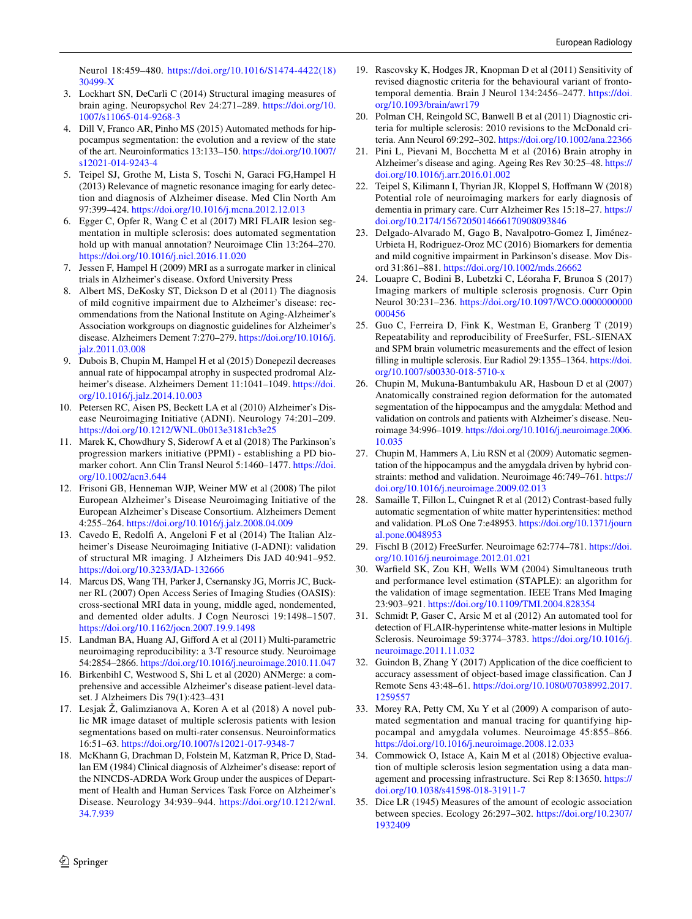Neurol 18:459–480. https://doi.org/10.1016/S1474-4422(18)30499-X

3. Lockhart SN, DeCarli C (2014) Structural imaging measures of brain aging. Neuropsychol Rev 24:271–289. https://doi.org/10.1007/s11065-014-9268-3
4. Dill V, Franco AR, Pinho MS (2015) Automated methods for hippocampus segmentation: the evolution and a review of the state of the art. Neuroinformatics 13:133–150. https://doi.org/10.1007/s12021-014-9243-4
5. Teipel SJ, Grothe M, Lista S, Toschi N, Garaci FG,Hampel H (2013) Relevance of magnetic resonance imaging for early detection and diagnosis of Alzheimer disease. Med Clin North Am 97:399–424. https://doi.org/10.1016/j.mcna.2012.12.013
6. Egger C, Opfer R, Wang C et al (2017) MRI FLAIR lesion segmentation in multiple sclerosis: does automated segmentation hold up with manual annotation? Neuroimage Clin 13:264–270. https://doi.org/10.1016/j.nicl.2016.11.020
7. Jessen F, Hampel H (2009) MRI as a surrogate marker in clinical trials in Alzheimer's disease. Oxford University Press
8. Albert MS, DeKosky ST, Dickson D et al (2011) The diagnosis of mild cognitive impairment due to Alzheimer's disease: recommendations from the National Institute on Aging-Alzheimer's Association workgroups on diagnostic guidelines for Alzheimer's disease. Alzheimers Dement 7:270–279. https://doi.org/10.1016/j.jalz.2011.03.008
9. Dubois B, Chupin M, Hampel H et al (2015) Donepezil decreases annual rate of hippocampal atrophy in suspected prodromal Alzheimer's disease. Alzheimers Dement 11:1041–1049. https://doi.org/10.1016/j.jalz.2014.10.003
10. Petersen RC, Aisen PS, Beckett LA et al (2010) Alzheimer's Disease Neuroimaging Initiative (ADNI). Neurology 74:201–209. https://doi.org/10.1212/WNL.0b013e3181cb3e25
11. Marek K, Chowdhury S, Siderowf A et al (2018) The Parkinson's progression markers initiative (PPMI) - establishing a PD biomarker cohort. Ann Clin Transl Neurol 5:1460–1477. https://doi.org/10.1002/acn3.644
12. Frisoni GB, Henneman WJP, Weiner MW et al (2008) The pilot European Alzheimer's Disease Neuroimaging Initiative of the European Alzheimer's Disease Consortium. Alzheimers Dement 4:255–264. https://doi.org/10.1016/j.jalz.2008.04.009
13. Cavedo E, Redolfi A, Angeloni F et al (2014) The Italian Alzheimer's Disease Neuroimaging Initiative (I-ADNI): validation of structural MR imaging. J Alzheimers Dis JAD 40:941–952. https://doi.org/10.3233/JAD-132666
14. Marcus DS, Wang TH, Parker J, Csernansky JG, Morris JC, Buckner RL (2007) Open Access Series of Imaging Studies (OASIS): cross-sectional MRI data in young, middle aged, nondemented, and demented older adults. J Cogn Neurosci 19:1498–1507. https://doi.org/10.1162/jocn.2007.19.9.1498
15. Landman BA, Huang AJ, Gifford A et al (2011) Multi-parametric neuroimaging reproducibility: a 3-T resource study. Neuroimage 54:2854–2866. https://doi.org/10.1016/j.neuroimage.2010.11.047
16. Birkenbihl C, Westwood S, Shi L et al (2020) ANMerge: a comprehensive and accessible Alzheimer's disease patient-level dataset. J Alzheimers Dis 79(1):423–431
17. Lesjak Ž, Galimzianova A, Koren A et al (2018) A novel public MR image dataset of multiple sclerosis patients with lesion segmentations based on multi-rater consensus. Neuroinformatics 16:51–63. https://doi.org/10.1007/s12021-017-9348-7
18. McKhann G, Drachman D, Folstein M, Katzman R, Price D, Stadlan EM (1984) Clinical diagnosis of Alzheimer's disease: report of the NINCDS-ADRDA Work Group under the auspices of Department of Health and Human Services Task Force on Alzheimer's Disease. Neurology 34:939–944. https://doi.org/10.1212/wnl.34.7.939
19. Rascovsky K, Hodges JR, Knopman D et al (2011) Sensitivity of revised diagnostic criteria for the behavioural variant of frontotemporal dementia. Brain J Neurol 134:2456–2477. https://doi.org/10.1093/brain/awr179
20. Polman CH, Reingold SC, Banwell B et al (2011) Diagnostic criteria for multiple sclerosis: 2010 revisions to the McDonald criteria. Ann Neurol 69:292–302. https://doi.org/10.1002/ana.22366
21. Pini L, Pievani M, Bocchetta M et al (2016) Brain atrophy in Alzheimer's disease and aging. Ageing Res Rev 30:25–48. https://doi.org/10.1016/j.arr.2016.01.002
22. Teipel S, Kilimann I, Thyrian JR, Kloppel S, Hoffmann W (2018) Potential role of neuroimaging markers for early diagnosis of dementia in primary care. Curr Alzheimer Res 15:18–27. https://doi.org/10.2174/1567205014666170908093846
23. Delgado-Alvarado M, Gago B, Navalpotro-Gomez I, Jiménez-Urbieta H, Rodriguez-Oroz MC (2016) Biomarkers for dementia and mild cognitive impairment in Parkinson's disease. Mov Disord 31:861–881. https://doi.org/10.1002/mds.26662
24. Louapre C, Bodini B, Lubetzki C, Léoraha F, Brunoa S (2017) Imaging markers of multiple sclerosis prognosis. Curr Opin Neurol 30:231–236. https://doi.org/10.1097/WCO.0000000000000456
25. Guo C, Ferreira D, Fink K, Westman E, Granberg T (2019) Repeatability and reproducibility of FreeSurfer, FSL-SIENAX and SPM brain volumetric measurements and the effect of lesion filling in multiple sclerosis. Eur Radiol 29:1355–1364. https://doi.org/10.1007/s00330-018-5710-x
26. Chupin M, Mukuna-Bantumbakulu AR, Hasboun D et al (2007) Anatomically constrained region deformation for the automated segmentation of the hippocampus and the amygdala: Method and validation on controls and patients with Alzheimer's disease. Neuroimage 34:996–1019. https://doi.org/10.1016/j.neuroimage.2006.10.035
27. Chupin M, Hammers A, Liu RSN et al (2009) Automatic segmentation of the hippocampus and the amygdala driven by hybrid constraints: method and validation. Neuroimage 46:749–761. https://doi.org/10.1016/j.neuroimage.2009.02.013
28. Samaille T, Fillon L, Cuingnet R et al (2012) Contrast-based fully automatic segmentation of white matter hyperintensities: method and validation. PLoS One 7:e48953. https://doi.org/10.1371/journal.pone.0048953
29. Fischl B (2012) FreeSurfer. Neuroimage 62:774–781. https://doi.org/10.1016/j.neuroimage.2012.01.021
30. Warfield SK, Zou KH, Wells WM (2004) Simultaneous truth and performance level estimation (STAPLE): an algorithm for the validation of image segmentation. IEEE Trans Med Imaging 23:903–921. https://doi.org/10.1109/TMI.2004.828354
31. Schmidt P, Gaser C, Arsic M et al (2012) An automated tool for detection of FLAIR-hyperintense white-matter lesions in Multiple Sclerosis. Neuroimage 59:3774–3783. https://doi.org/10.1016/j.neuroimage.2011.11.032
32. Guindon B, Zhang Y (2017) Application of the dice coefficient to accuracy assessment of object-based image classification. Can J Remote Sens 43:48–61. https://doi.org/10.1080/07038992.2017.1259557
33. Morey RA, Petty CM, Xu Y et al (2009) A comparison of automated segmentation and manual tracing for quantifying hippocampal and amygdala volumes. Neuroimage 45:855–866. https://doi.org/10.1016/j.neuroimage.2008.12.033
34. Commowick O, Istace A, Kain M et al (2018) Objective evaluation of multiple sclerosis lesion segmentation using a data management and processing infrastructure. Sci Rep 8:13650. https://doi.org/10.1038/s41598-018-31911-7
35. Dice LR (1945) Measures of the amount of ecologic association between species. Ecology 26:297–302. https://doi.org/10.2307/1932409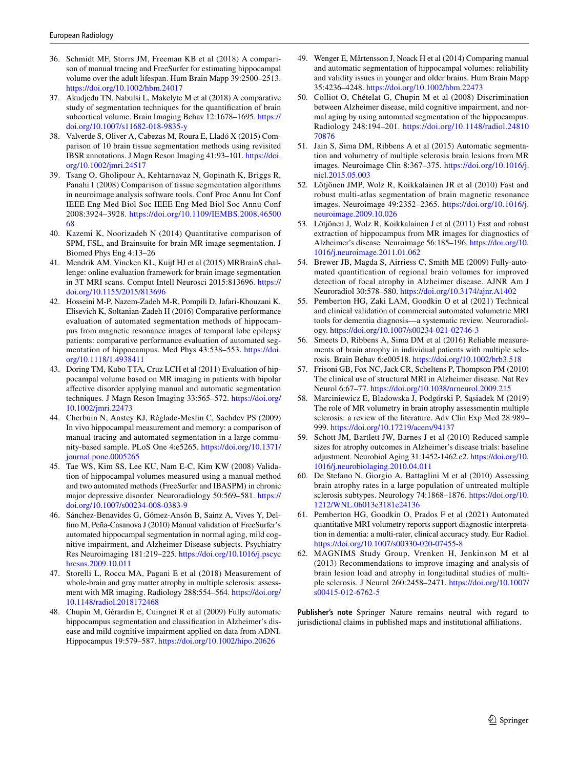36. Schmidt MF, Storrs JM, Freeman KB et al (2018) A comparison of manual tracing and FreeSurfer for estimating hippocampal volume over the adult lifespan. Hum Brain Mapp 39:2500–2513. https://doi.org/10.1002/hbm.24017
37. Akudjedu TN, Nabulsi L, Makelyte M et al (2018) A comparative study of segmentation techniques for the quantification of brain subcortical volume. Brain Imaging Behav 12:1678–1695. https://doi.org/10.1007/s11682-018-9835-y
38. Valverde S, Oliver A, Cabezas M, Roura E, Lladó X (2015) Comparison of 10 brain tissue segmentation methods using revisited IBSR annotations. J Magn Reson Imaging 41:93–101. https://doi.org/10.1002/jmri.24517
39. Tsang O, Gholipour A, Kehtarnavaz N, Gopinath K, Briggs R, Panahi I (2008) Comparison of tissue segmentation algorithms in neuroimage analysis software tools. Conf Proc Annu Int Conf IEEE Eng Med Biol Soc IEEE Eng Med Biol Soc Annu Conf 2008:3924–3928. https://doi.org/10.1109/IEMBS.2008.4650068
40. Kazemi K, Noorizadeh N (2014) Quantitative comparison of SPM, FSL, and Brainsuite for brain MR image segmentation. J Biomed Phys Eng 4:13–26
41. Mendrik AM, Vincken KL, Kuijf HJ et al (2015) MRBrainS challenge: online evaluation framework for brain image segmentation in 3T MRI scans. Comput Intell Neurosci 2015:813696. https://doi.org/10.1155/2015/813696
42. Hosseini M-P, Nazem-Zadeh M-R, Pompili D, Jafari-Khouzani K, Elisevich K, Soltanian-Zadeh H (2016) Comparative performance evaluation of automated segmentation methods of hippocampus from magnetic resonance images of temporal lobe epilepsy patients: comparative performance evaluation of automated segmentation of hippocampus. Med Phys 43:538–553. https://doi.org/10.1118/1.4938411
43. Doring TM, Kubo TTA, Cruz LCH et al (2011) Evaluation of hippocampal volume based on MR imaging in patients with bipolar affective disorder applying manual and automatic segmentation techniques. J Magn Reson Imaging 33:565–572. https://doi.org/10.1002/jmri.22473
44. Cherbuin N, Anstey KJ, Réglade-Meslin C, Sachdev PS (2009) In vivo hippocampal measurement and memory: a comparison of manual tracing and automated segmentation in a large community-based sample. PLoS One 4:e5265. https://doi.org/10.1371/journal.pone.0005265
45. Tae WS, Kim SS, Lee KU, Nam E-C, Kim KW (2008) Validation of hippocampal volumes measured using a manual method and two automated methods (FreeSurfer and IBASPM) in chronic major depressive disorder. Neuroradiology 50:569–581. https://doi.org/10.1007/s00234-008-0383-9
46. Sánchez-Benavides G, Gómez-Ansón B, Sainz A, Vives Y, Delfino M, Peña-Casanova J (2010) Manual validation of FreeSurfer's automated hippocampal segmentation in normal aging, mild cognitive impairment, and Alzheimer Disease subjects. Psychiatry Res Neuroimaging 181:219–225. https://doi.org/10.1016/j.pscychresns.2009.10.011
47. Storelli L, Rocca MA, Pagani E et al (2018) Measurement of whole-brain and gray matter atrophy in multiple sclerosis: assessment with MR imaging. Radiology 288:554–564. https://doi.org/10.1148/radiol.2018172468
48. Chupin M, Gérardin E, Cuingnet R et al (2009) Fully automatic hippocampus segmentation and classification in Alzheimer's disease and mild cognitive impairment applied on data from ADNI. Hippocampus 19:579–587. https://doi.org/10.1002/hipo.20626
49. Wenger E, Mårtensson J, Noack H et al (2014) Comparing manual and automatic segmentation of hippocampal volumes: reliability and validity issues in younger and older brains. Hum Brain Mapp 35:4236–4248. https://doi.org/10.1002/hbm.22473
50. Colliot O, Chételat G, Chupin M et al (2008) Discrimination between Alzheimer disease, mild cognitive impairment, and normal aging by using automated segmentation of the hippocampus. Radiology 248:194–201. https://doi.org/10.1148/radiol.2481070876
51. Jain S, Sima DM, Ribbens A et al (2015) Automatic segmentation and volumetry of multiple sclerosis brain lesions from MR images. Neuroimage Clin 8:367–375. https://doi.org/10.1016/j.nicl.2015.05.003
52. Lötjönen JMP, Wolz R, Koikkalainen JR et al (2010) Fast and robust multi-atlas segmentation of brain magnetic resonance images. Neuroimage 49:2352–2365. https://doi.org/10.1016/j.neuroimage.2009.10.026
53. Lötjönen J, Wolz R, Koikkalainen J et al (2011) Fast and robust extraction of hippocampus from MR images for diagnostics of Alzheimer's disease. Neuroimage 56:185–196. https://doi.org/10.1016/j.neuroimage.2011.01.062
54. Brewer JB, Magda S, Airriess C, Smith ME (2009) Fully-automated quantification of regional brain volumes for improved detection of focal atrophy in Alzheimer disease. AJNR Am J Neuroradiol 30:578–580. https://doi.org/10.3174/ajnr.A1402
55. Pemberton HG, Zaki LAM, Goodkin O et al (2021) Technical and clinical validation of commercial automated volumetric MRI tools for dementia diagnosis—a systematic review. Neuroradiology. https://doi.org/10.1007/s00234-021-02746-3
56. Smeets D, Ribbens A, Sima DM et al (2016) Reliable measurements of brain atrophy in individual patients with multiple sclerosis. Brain Behav 6:e00518. https://doi.org/10.1002/brb3.518
57. Frisoni GB, Fox NC, Jack CR, Scheltens P, Thompson PM (2010) The clinical use of structural MRI in Alzheimer disease. Nat Rev Neurol 6:67–77. https://doi.org/10.1038/nrneurol.2009.215
58. Marciniewicz E, Bladowska J, Podgórski P, Sąsiadek M (2019) The role of MR volumetry in brain atrophy assessmentin multiple sclerosis: a review of the literature. Adv Clin Exp Med 28:989–999. https://doi.org/10.17219/acem/94137
59. Schott JM, Bartlett JW, Barnes J et al (2010) Reduced sample sizes for atrophy outcomes in Alzheimer's disease trials: baseline adjustment. Neurobiol Aging 31:1452-1462.e2. https://doi.org/10.1016/j.neurobiolaging.2010.04.011
60. De Stefano N, Giorgio A, Battaglini M et al (2010) Assessing brain atrophy rates in a large population of untreated multiple sclerosis subtypes. Neurology 74:1868–1876. https://doi.org/10.1212/WNL.0b013e3181e24136
61. Pemberton HG, Goodkin O, Prados F et al (2021) Automated quantitative MRI volumetry reports support diagnostic interpretation in dementia: a multi-rater, clinical accuracy study. Eur Radiol. https://doi.org/10.1007/s00330-020-07455-8
62. MAGNIMS Study Group, Vrenken H, Jenkinson M et al (2013) Recommendations to improve imaging and analysis of brain lesion load and atrophy in longitudinal studies of multiple sclerosis. J Neurol 260:2458–2471. https://doi.org/10.1007/s00415-012-6762-5

**Publisher's note** Springer Nature remains neutral with regard to jurisdictional claims in published maps and institutional affiliations.